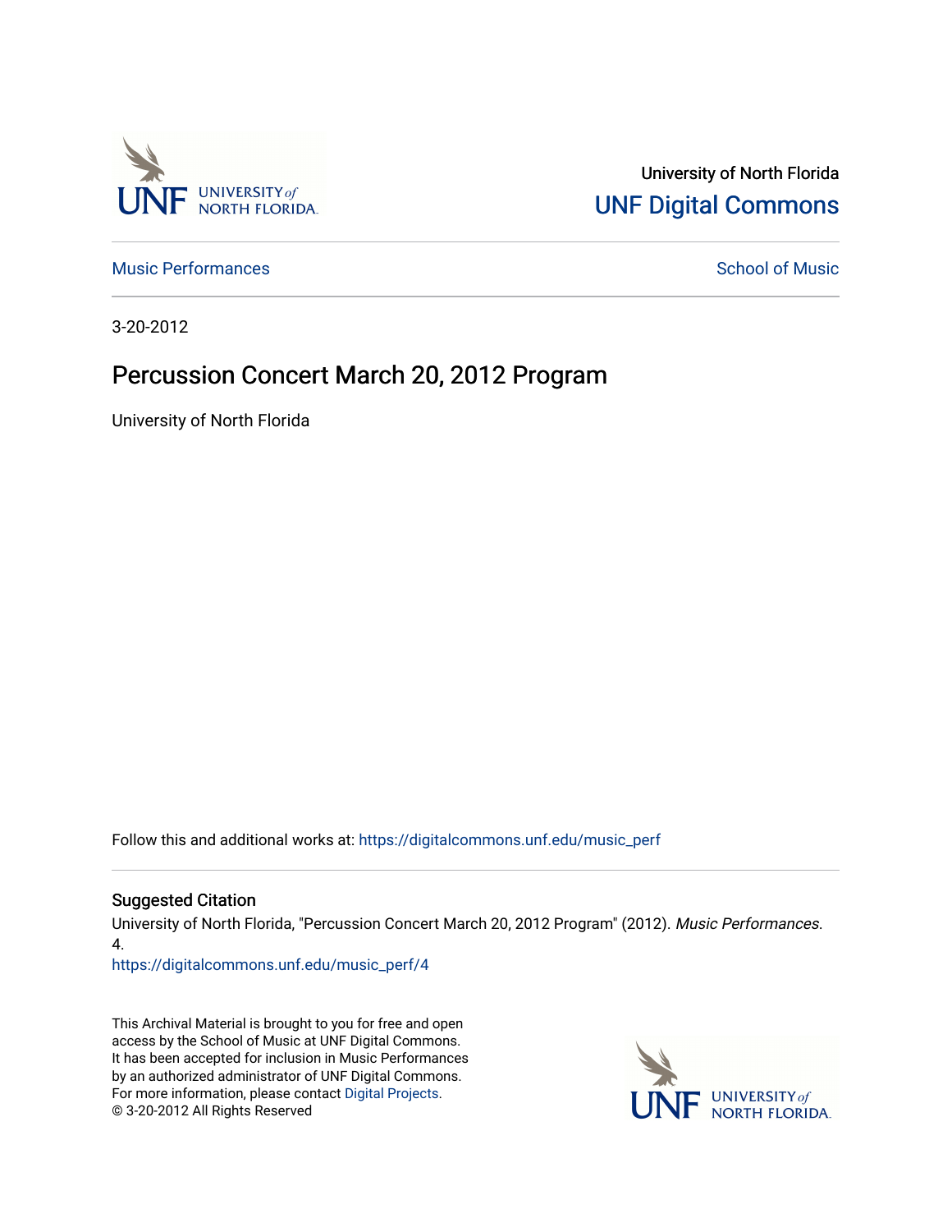University of North Florida

UNF Digital Commons

Music Performances

School of Music

3-20-2012

# Percussion Concert March 20, 2012 Program

University of North Florida

Follow this and additional works at: https://digitalcommons.unf.edu/music_perf

## Suggested Citation

University of North Florida, "Percussion Concert March 20, 2012 Program" (2012). *Music Performances*. 4.

https://digitalcommons.unf.edu/music_perf/4

This Archival Material is brought to you for free and open access by the School of Music at UNF Digital Commons. It has been accepted for inclusion in Music Performances by an authorized administrator of UNF Digital Commons. For more information, please contact Digital Projects.

© 3-20-2012 All Rights Reserved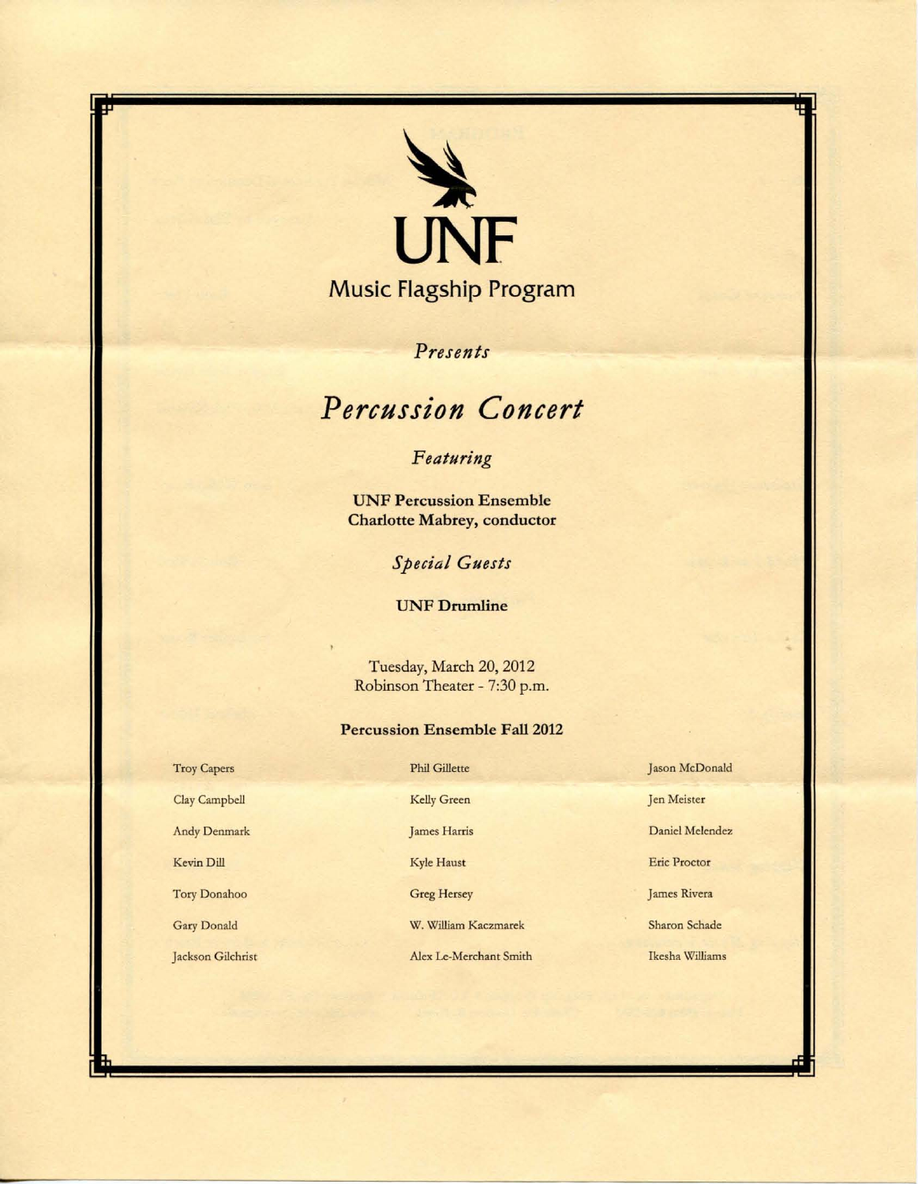UNF

Music Flagship Program

*Presents*

# *Percussion Concert*

*Featuring*

**UNF Percussion Ensemble**
**Charlotte Mabrey, conductor**

*Special Guests*

**UNF Drumline**

Tuesday, March 20, 2012
Robinson Theater - 7:30 p.m.

## Percussion Ensemble Fall 2012

Troy Capers
Clay Campbell
Andy Denmark
Kevin Dill
Tory Donahoo
Gary Donald
Jackson Gilchrist
Phil Gillette
Kelly Green
James Harris
Kyle Haust
Greg Hersey
W. William Kaczmarek
Alex Le-Merchant Smith
Jason McDonald
Jen Meister
Daniel Melendez
Eric Proctor
James Rivera
Sharon Schade
Ikesha Williams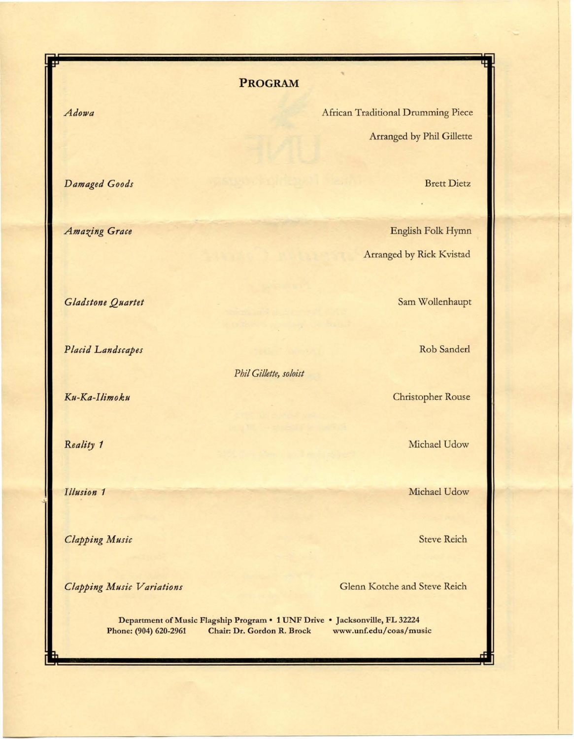## PROGRAM

| | |
|---|---|
| *Adowa* | African Traditional Drumming Piece<br>Arranged by Phil Gillette |
| *Damaged Goods* | Brett Dietz |
| *Amazing Grace* | English Folk Hymn<br>Arranged by Rick Kvistad |
| *Gladstone Quartet* | Sam Wollenhaupt |
| *Placid Landscapes* | Rob Sanderl |

*Phil Gillette, soloist*

| | |
|---|---|
| *Ku-Ka-Ilimoku* | Christopher Rouse |
| *Reality 1* | Michael Udow |
| *Illusion 1* | Michael Udow |
| *Clapping Music* | Steve Reich |
| *Clapping Music Variations* | Glenn Kotche and Steve Reich |

**Department of Music Flagship Program • 1 UNF Drive • Jacksonville, FL 32224**
**Phone: (904) 620-2961 Chair: Dr. Gordon R. Brock www.unf.edu/coas/music**